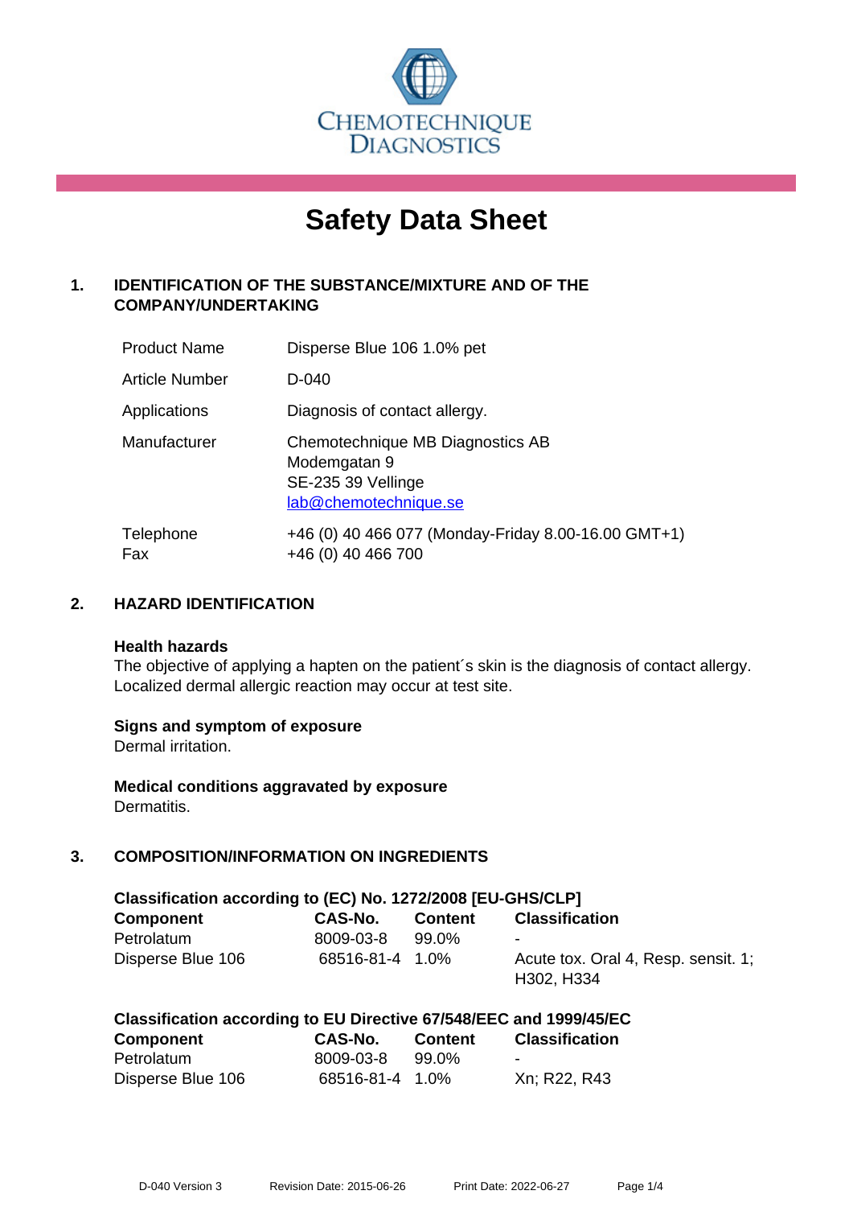CHEMOTECHNIQUE DIAGNOSTICS

# Safety Data Sheet

## 1. IDENTIFICATION OF THE SUBSTANCE/MIXTURE AND OF THE COMPANY/UNDERTAKING

| | |
|---|---|
| Product Name | Disperse Blue 106 1.0% pet |
| Article Number | D-040 |
| Applications | Diagnosis of contact allergy. |
| Manufacturer | Chemotechnique MB Diagnostics AB<br>Modemgatan 9<br>SE-235 39 Vellinge<br>lab@chemotechnique.se |
| Telephone<br>Fax | +46 (0) 40 466 077 (Monday-Friday 8.00-16.00 GMT+1)<br>+46 (0) 40 466 700 |

## 2. HAZARD IDENTIFICATION

**Health hazards**
The objective of applying a hapten on the patient´s skin is the diagnosis of contact allergy. Localized dermal allergic reaction may occur at test site.

**Signs and symptom of exposure**
Dermal irritation.

**Medical conditions aggravated by exposure**
Dermatitis.

## 3. COMPOSITION/INFORMATION ON INGREDIENTS

**Classification according to (EC) No. 1272/2008 [EU-GHS/CLP]**

| Component | CAS-No. | Content | Classification |
|---|---|---|---|
| Petrolatum | 8009-03-8 | 99.0% | - |
| Disperse Blue 106 | 68516-81-4 | 1.0% | Acute tox. Oral 4, Resp. sensit. 1; H302, H334 |

**Classification according to EU Directive 67/548/EEC and 1999/45/EC**

| Component | CAS-No. | Content | Classification |
|---|---|---|---|
| Petrolatum | 8009-03-8 | 99.0% | - |
| Disperse Blue 106 | 68516-81-4 | 1.0% | Xn; R22, R43 |

D-040 Version 3 Revision Date: 2015-06-26 Print Date: 2022-06-27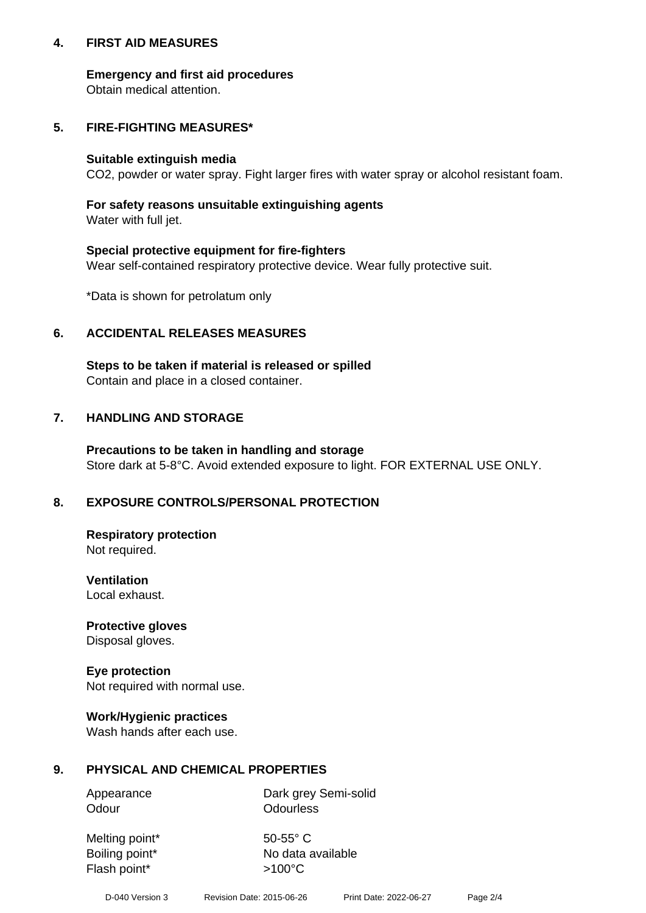## 4. FIRST AID MEASURES

**Emergency and first aid procedures**
Obtain medical attention.

## 5. FIRE-FIGHTING MEASURES*

**Suitable extinguish media**
$CO_2$, powder or water spray. Fight larger fires with water spray or alcohol resistant foam.

**For safety reasons unsuitable extinguishing agents**
Water with full jet.

**Special protective equipment for fire-fighters**
Wear self-contained respiratory protective device. Wear fully protective suit.

*Data is shown for petrolatum only

## 6. ACCIDENTAL RELEASES MEASURES

**Steps to be taken if material is released or spilled**
Contain and place in a closed container.

## 7. HANDLING AND STORAGE

**Precautions to be taken in handling and storage**
Store dark at 5-8°C. Avoid extended exposure to light. FOR EXTERNAL USE ONLY.

## 8. EXPOSURE CONTROLS/PERSONAL PROTECTION

**Respiratory protection**
Not required.

**Ventilation**
Local exhaust.

**Protective gloves**
Disposal gloves.

**Eye protection**
Not required with normal use.

**Work/Hygienic practices**
Wash hands after each use.

## 9. PHYSICAL AND CHEMICAL PROPERTIES

| | |
|---|---|
| Appearance | Dark grey Semi-solid |
| Odour | Odourless |
| Melting point* | 50-55° C |
| Boiling point* | No data available |
| Flash point* | >100°C |

D-040 Version 3 Revision Date: 2015-06-26 Print Date: 2022-06-27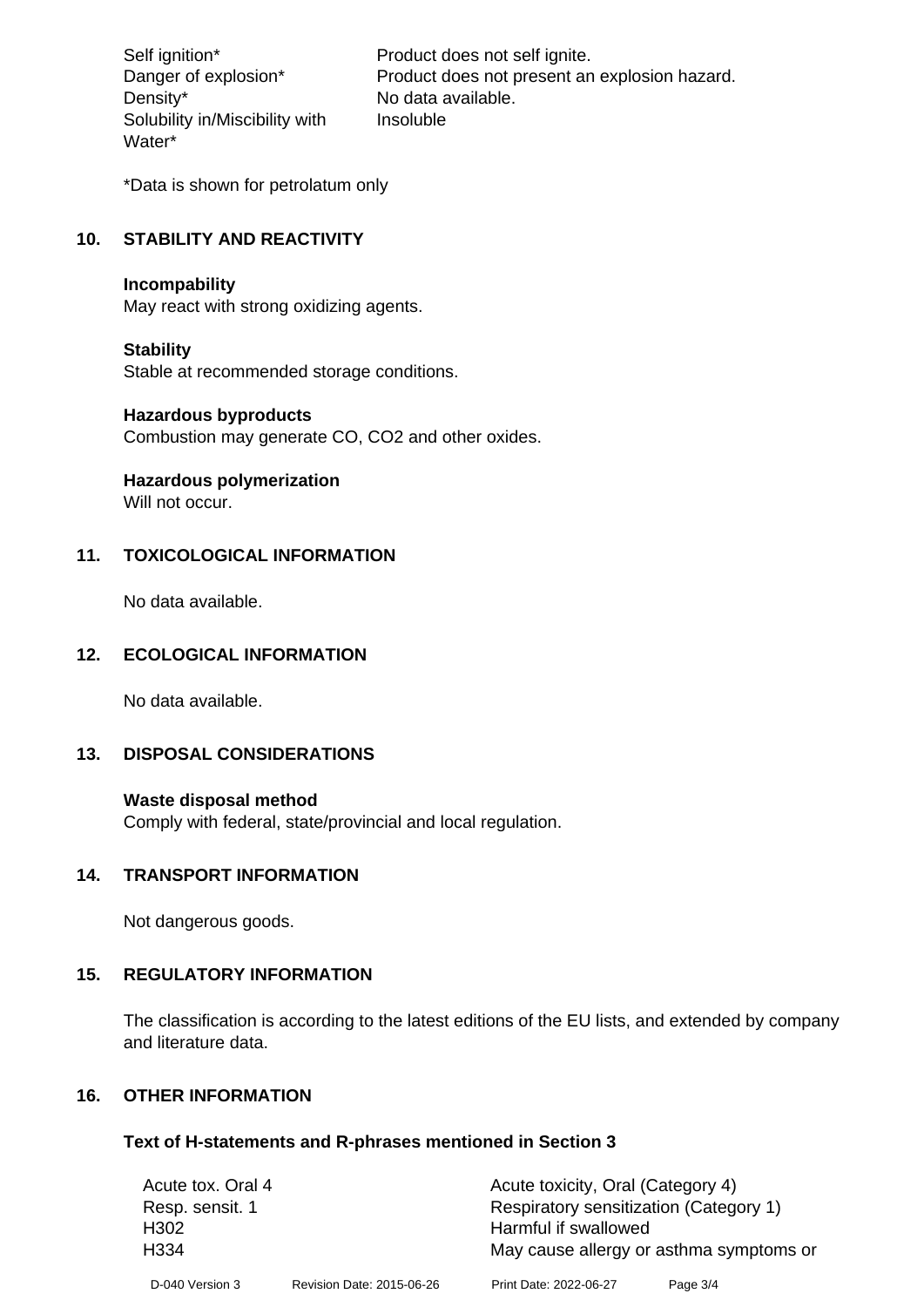| | |
|---|---|
| Self ignition* | Product does not self ignite. |
| Danger of explosion* | Product does not present an explosion hazard. |
| Density* | No data available. |
| Solubility in/Miscibility with Water* | Insoluble |

*Data is shown for petrolatum only

## 10. STABILITY AND REACTIVITY

**Incompability**
May react with strong oxidizing agents.

**Stability**
Stable at recommended storage conditions.

**Hazardous byproducts**
Combustion may generate CO, $CO_2$ and other oxides.

**Hazardous polymerization**
Will not occur.

## 11. TOXICOLOGICAL INFORMATION

No data available.

## 12. ECOLOGICAL INFORMATION

No data available.

## 13. DISPOSAL CONSIDERATIONS

**Waste disposal method**
Comply with federal, state/provincial and local regulation.

## 14. TRANSPORT INFORMATION

Not dangerous goods.

## 15. REGULATORY INFORMATION

The classification is according to the latest editions of the EU lists, and extended by company and literature data.

## 16. OTHER INFORMATION

### Text of H-statements and R-phrases mentioned in Section 3

| | |
|---|---|
| Acute tox. Oral 4 | Acute toxicity, Oral (Category 4) |
| Resp. sensit. 1 | Respiratory sensitization (Category 1) |
| H302 | Harmful if swallowed |
| H334 | May cause allergy or asthma symptoms or |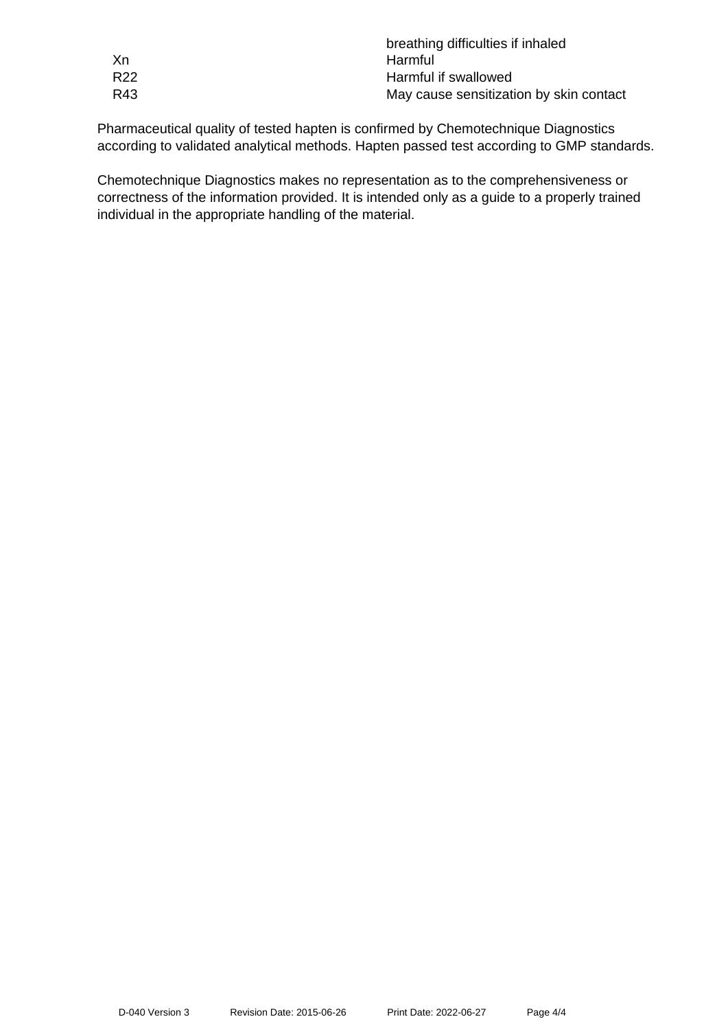| | |
|---|---|
| | breathing difficulties if inhaled |
| Xn | Harmful |
| R22 | Harmful if swallowed |
| R43 | May cause sensitization by skin contact |

Pharmaceutical quality of tested hapten is confirmed by Chemotechnique Diagnostics according to validated analytical methods. Hapten passed test according to GMP standards.

Chemotechnique Diagnostics makes no representation as to the comprehensiveness or correctness of the information provided. It is intended only as a guide to a properly trained individual in the appropriate handling of the material.